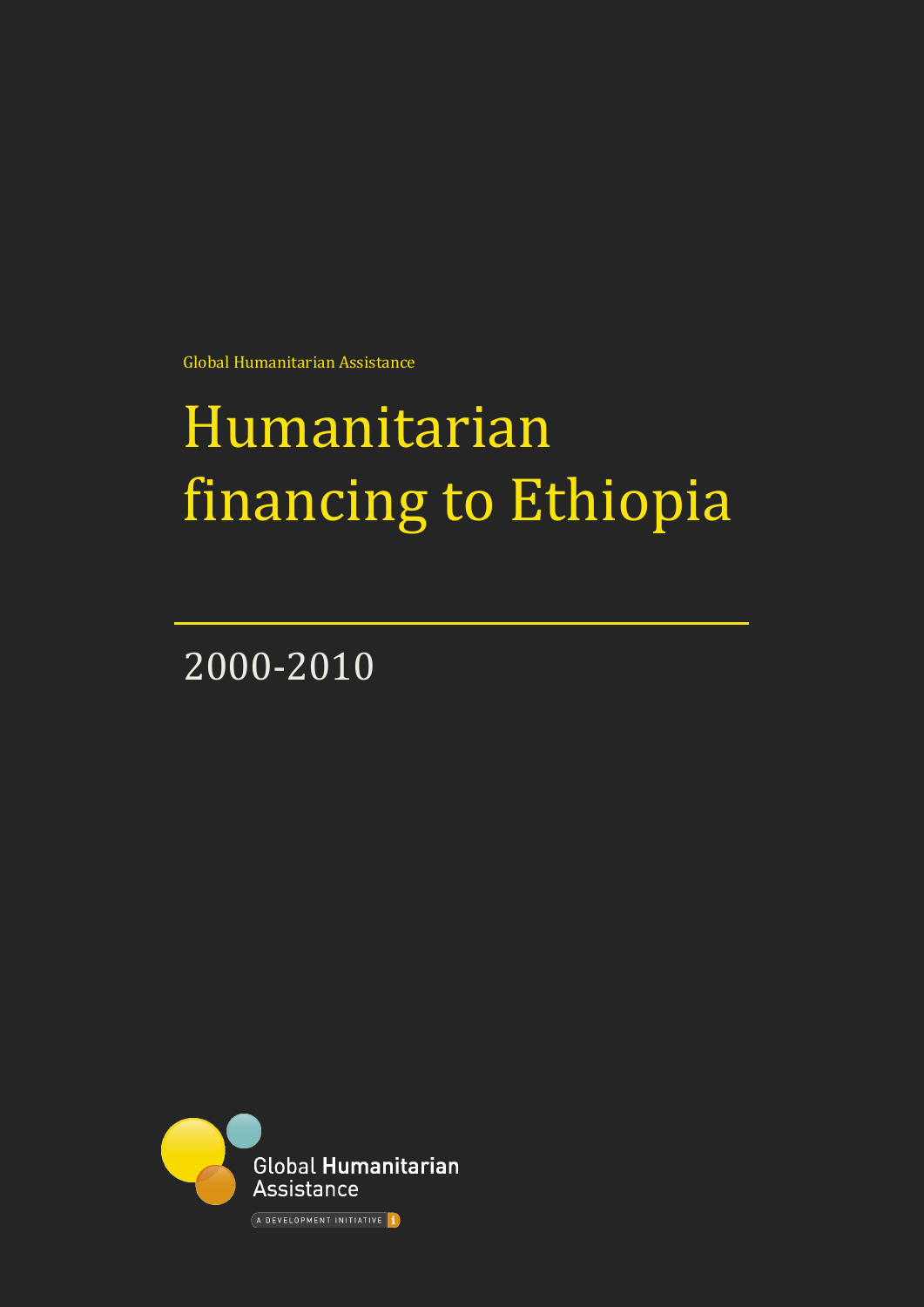Global Humanitarian Assistance

# Humanitarian financing to Ethiopia

## 2000-2010

Global Humanitarian Assistance

A DEVELOPMENT INITIATIVE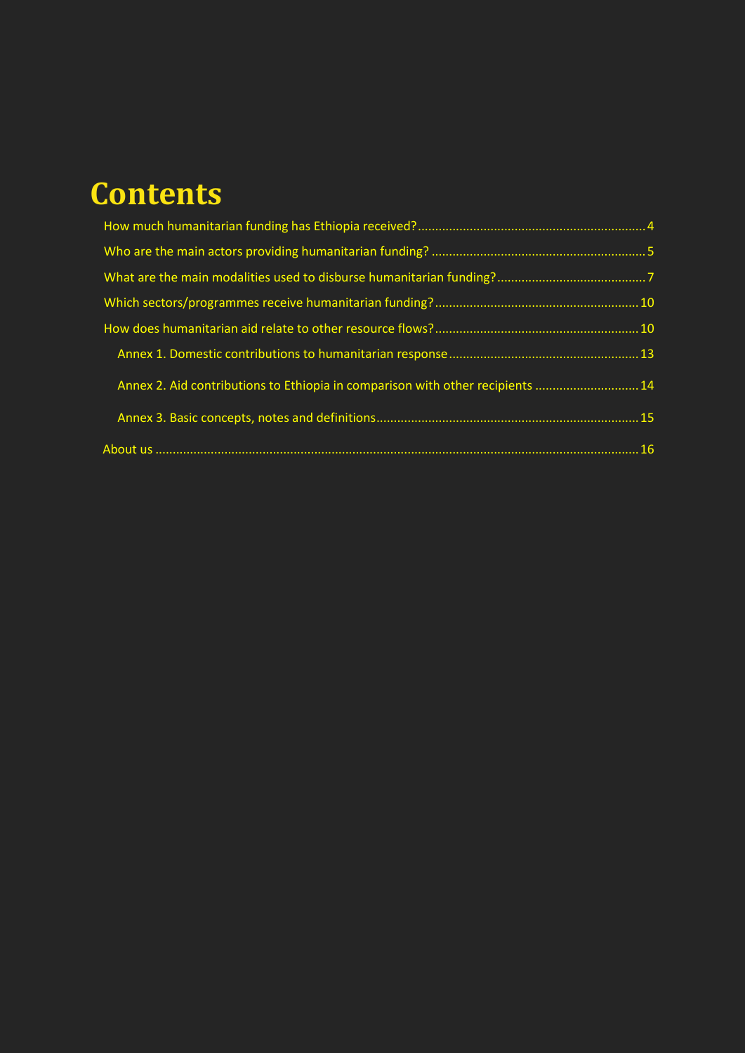# Contents

How much humanitarian funding has Ethiopia received? ............................................................... 4

Who are the main actors providing humanitarian funding? ........................................................... 5

What are the main modalities used to disburse humanitarian funding? ........................................ 7

Which sectors/programmes receive humanitarian funding? ......................................................... 10

How does humanitarian aid relate to other resource flows? ......................................................... 10

- Annex 1. Domestic contributions to humanitarian response ..................................................... 13
- Annex 2. Aid contributions to Ethiopia in comparison with other recipients ............................. 14
- Annex 3. Basic concepts, notes and definitions .......................................................................... 15

About us ........................................................................................................................................ 16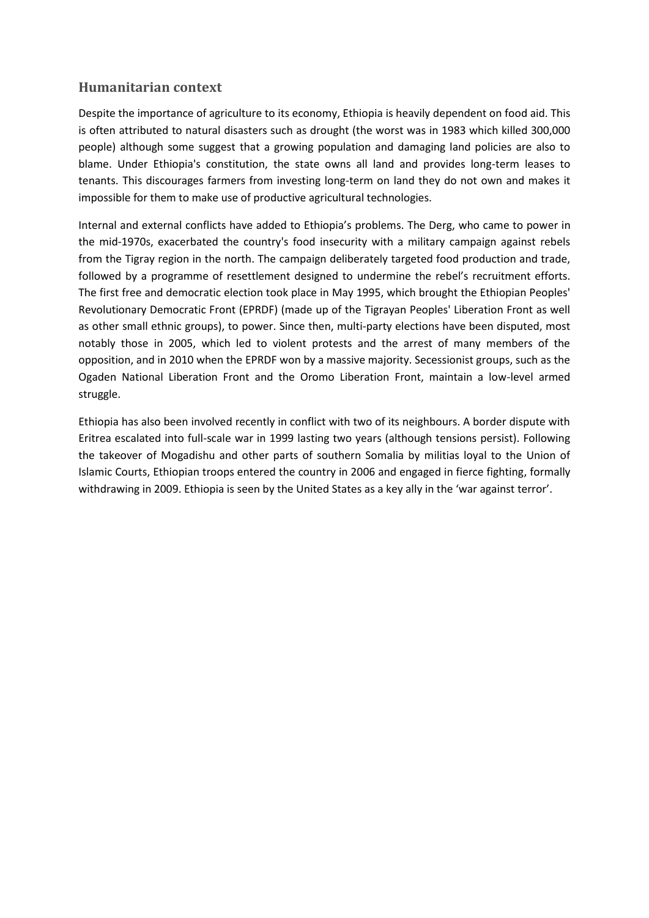## Humanitarian context

Despite the importance of agriculture to its economy, Ethiopia is heavily dependent on food aid. This is often attributed to natural disasters such as drought (the worst was in 1983 which killed 300,000 people) although some suggest that a growing population and damaging land policies are also to blame. Under Ethiopia's constitution, the state owns all land and provides long-term leases to tenants. This discourages farmers from investing long-term on land they do not own and makes it impossible for them to make use of productive agricultural technologies.

Internal and external conflicts have added to Ethiopia's problems. The Derg, who came to power in the mid-1970s, exacerbated the country's food insecurity with a military campaign against rebels from the Tigray region in the north. The campaign deliberately targeted food production and trade, followed by a programme of resettlement designed to undermine the rebel's recruitment efforts. The first free and democratic election took place in May 1995, which brought the Ethiopian Peoples' Revolutionary Democratic Front (EPRDF) (made up of the Tigrayan Peoples' Liberation Front as well as other small ethnic groups), to power. Since then, multi-party elections have been disputed, most notably those in 2005, which led to violent protests and the arrest of many members of the opposition, and in 2010 when the EPRDF won by a massive majority. Secessionist groups, such as the Ogaden National Liberation Front and the Oromo Liberation Front, maintain a low-level armed struggle.

Ethiopia has also been involved recently in conflict with two of its neighbours. A border dispute with Eritrea escalated into full-scale war in 1999 lasting two years (although tensions persist). Following the takeover of Mogadishu and other parts of southern Somalia by militias loyal to the Union of Islamic Courts, Ethiopian troops entered the country in 2006 and engaged in fierce fighting, formally withdrawing in 2009. Ethiopia is seen by the United States as a key ally in the 'war against terror'.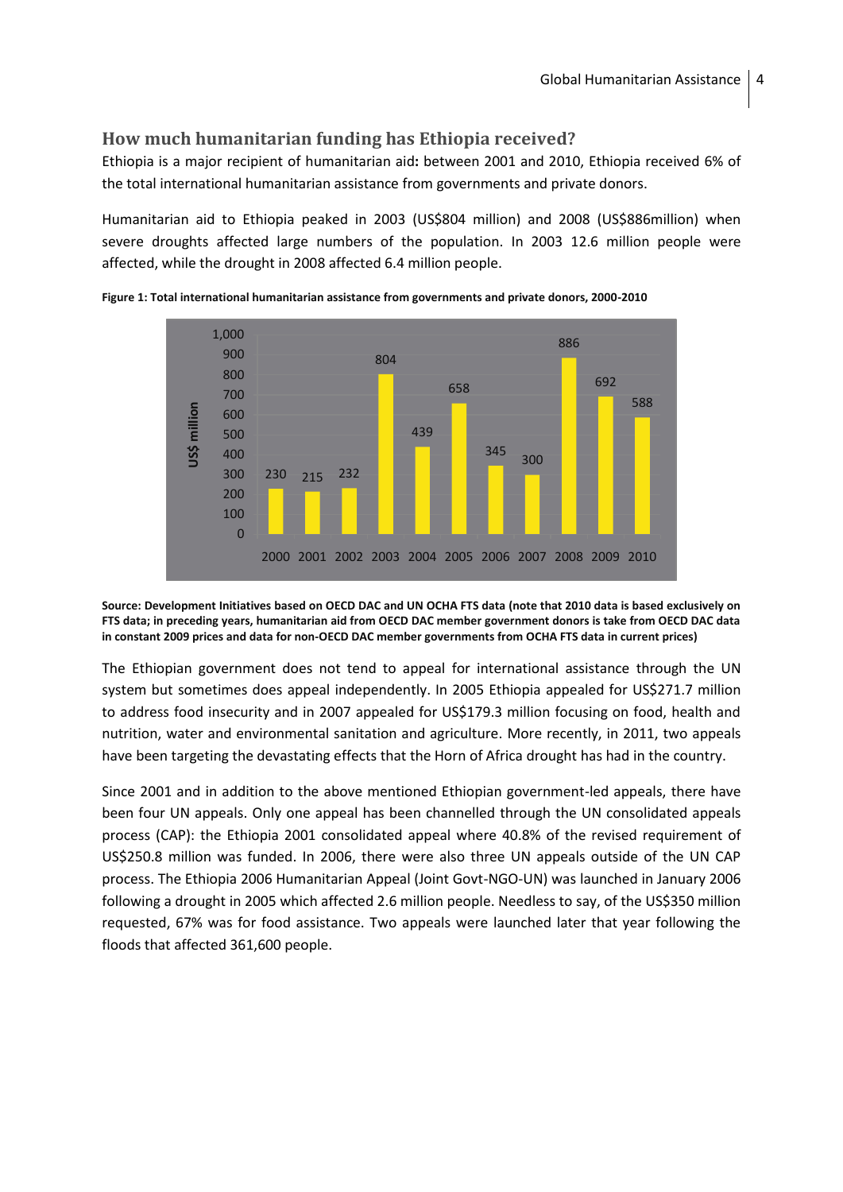## How much humanitarian funding has Ethiopia received?

Ethiopia is a major recipient of humanitarian aid**:** between 2001 and 2010, Ethiopia received 6% of the total international humanitarian assistance from governments and private donors.

Humanitarian aid to Ethiopia peaked in 2003 (US$804 million) and 2008 (US$886million) when severe droughts affected large numbers of the population. In 2003 12.6 million people were affected, while the drought in 2008 affected 6.4 million people.

**Figure 1: Total international humanitarian assistance from governments and private donors, 2000-2010**

| Year | US$ million |
|---|---|
| 2000 | 230 |
| 2001 | 215 |
| 2002 | 232 |
| 2003 | 804 |
| 2004 | 439 |
| 2005 | 658 |
| 2006 | 345 |
| 2007 | 300 |
| 2008 | 886 |
| 2009 | 692 |
| 2010 | 588 |

**Source: Development Initiatives based on OECD DAC and UN OCHA FTS data (note that 2010 data is based exclusively on FTS data; in preceding years, humanitarian aid from OECD DAC member government donors is take from OECD DAC data in constant 2009 prices and data for non-OECD DAC member governments from OCHA FTS data in current prices)**

The Ethiopian government does not tend to appeal for international assistance through the UN system but sometimes does appeal independently. In 2005 Ethiopia appealed for US$271.7 million to address food insecurity and in 2007 appealed for US$179.3 million focusing on food, health and nutrition, water and environmental sanitation and agriculture. More recently, in 2011, two appeals have been targeting the devastating effects that the Horn of Africa drought has had in the country.

Since 2001 and in addition to the above mentioned Ethiopian government-led appeals, there have been four UN appeals. Only one appeal has been channelled through the UN consolidated appeals process (CAP): the Ethiopia 2001 consolidated appeal where 40.8% of the revised requirement of US$250.8 million was funded. In 2006, there were also three UN appeals outside of the UN CAP process. The Ethiopia 2006 Humanitarian Appeal (Joint Govt-NGO-UN) was launched in January 2006 following a drought in 2005 which affected 2.6 million people. Needless to say, of the US$350 million requested, 67% was for food assistance. Two appeals were launched later that year following the floods that affected 361,600 people.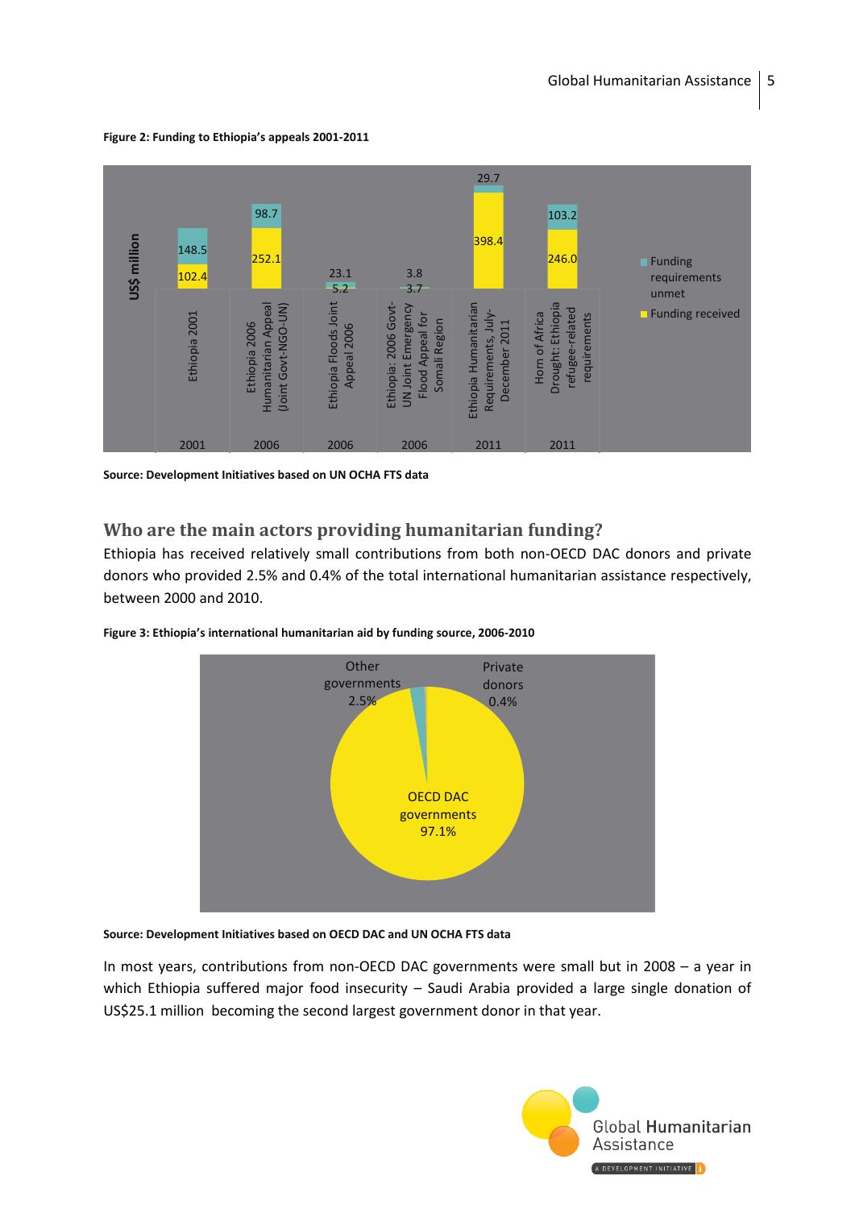**Figure 2: Funding to Ethiopia's appeals 2001-2011**

| Year | Appeal | Funding received (US$ million) | Funding requirements unmet (US$ million) |
|---|---|---|---|
| 2001 | Ethiopia 2001 | 102.4 | 148.5 |
| 2006 | Ethiopia 2006 Humanitarian Appeal (Joint Govt-NGO-UN) | 252.1 | 98.7 |
| 2006 | Ethiopia Floods Joint Appeal 2006 | 5.2 | 23.1 |
| 2006 | Ethiopia: 2006 Govt-UN Joint Emergency Flood Appeal for Somali Region | 3.7 | 3.8 |
| 2011 | Ethiopia Humanitarian Requirements, July-December 2011 | 398.4 | 29.7 |
| 2011 | Horn of Africa Drought: Ethiopia refugee-related requirements | 246.0 | 103.2 |

**Source: Development Initiatives based on UN OCHA FTS data**

## Who are the main actors providing humanitarian funding?

Ethiopia has received relatively small contributions from both non-OECD DAC donors and private donors who provided 2.5% and 0.4% of the total international humanitarian assistance respectively, between 2000 and 2010.

**Figure 3: Ethiopia's international humanitarian aid by funding source, 2006-2010**

| Funding source | Share |
|---|---|
| OECD DAC governments | 97.1% |
| Other governments | 2.5% |
| Private donors | 0.4% |

**Source: Development Initiatives based on OECD DAC and UN OCHA FTS data**

In most years, contributions from non-OECD DAC governments were small but in 2008 – a year in which Ethiopia suffered major food insecurity – Saudi Arabia provided a large single donation of US$25.1 million becoming the second largest government donor in that year.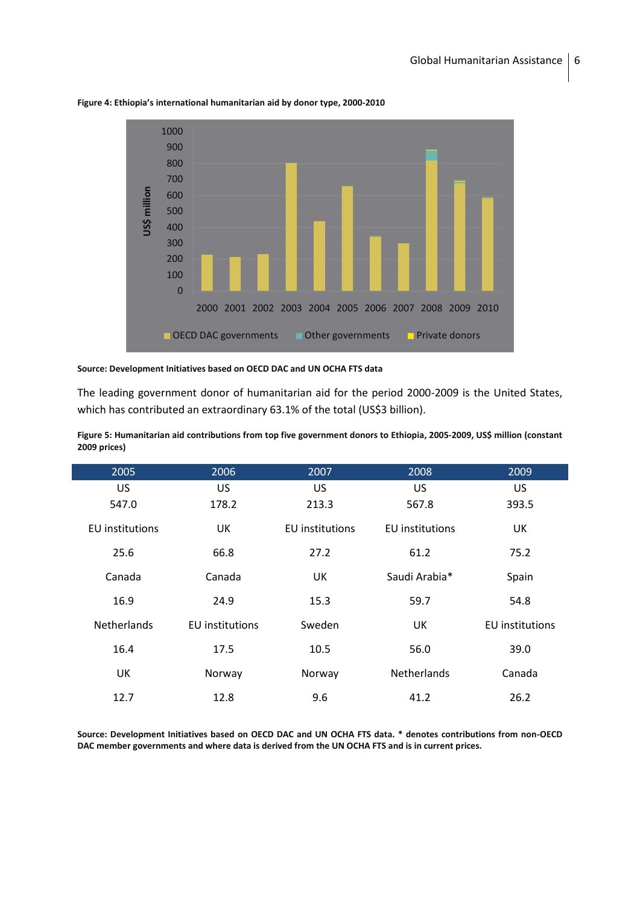**Figure 4: Ethiopia's international humanitarian aid by donor type, 2000-2010**

**Source: Development Initiatives based on OECD DAC and UN OCHA FTS data**

The leading government donor of humanitarian aid for the period 2000-2009 is the United States, which has contributed an extraordinary 63.1% of the total (US$3 billion).

**Figure 5: Humanitarian aid contributions from top five government donors to Ethiopia, 2005-2009, US$ million (constant 2009 prices)**

| 2005 | 2006 | 2007 | 2008 | 2009 |
|---|---|---|---|---|
| US | US | US | US | US |
| 547.0 | 178.2 | 213.3 | 567.8 | 393.5 |
| EU institutions | UK | EU institutions | EU institutions | UK |
| 25.6 | 66.8 | 27.2 | 61.2 | 75.2 |
| Canada | Canada | UK | Saudi Arabia* | Spain |
| 16.9 | 24.9 | 15.3 | 59.7 | 54.8 |
| Netherlands | EU institutions | Sweden | UK | EU institutions |
| 16.4 | 17.5 | 10.5 | 56.0 | 39.0 |
| UK | Norway | Norway | Netherlands | Canada |
| 12.7 | 12.8 | 9.6 | 41.2 | 26.2 |

**Source: Development Initiatives based on OECD DAC and UN OCHA FTS data. * denotes contributions from non-OECD DAC member governments and where data is derived from the UN OCHA FTS and is in current prices.**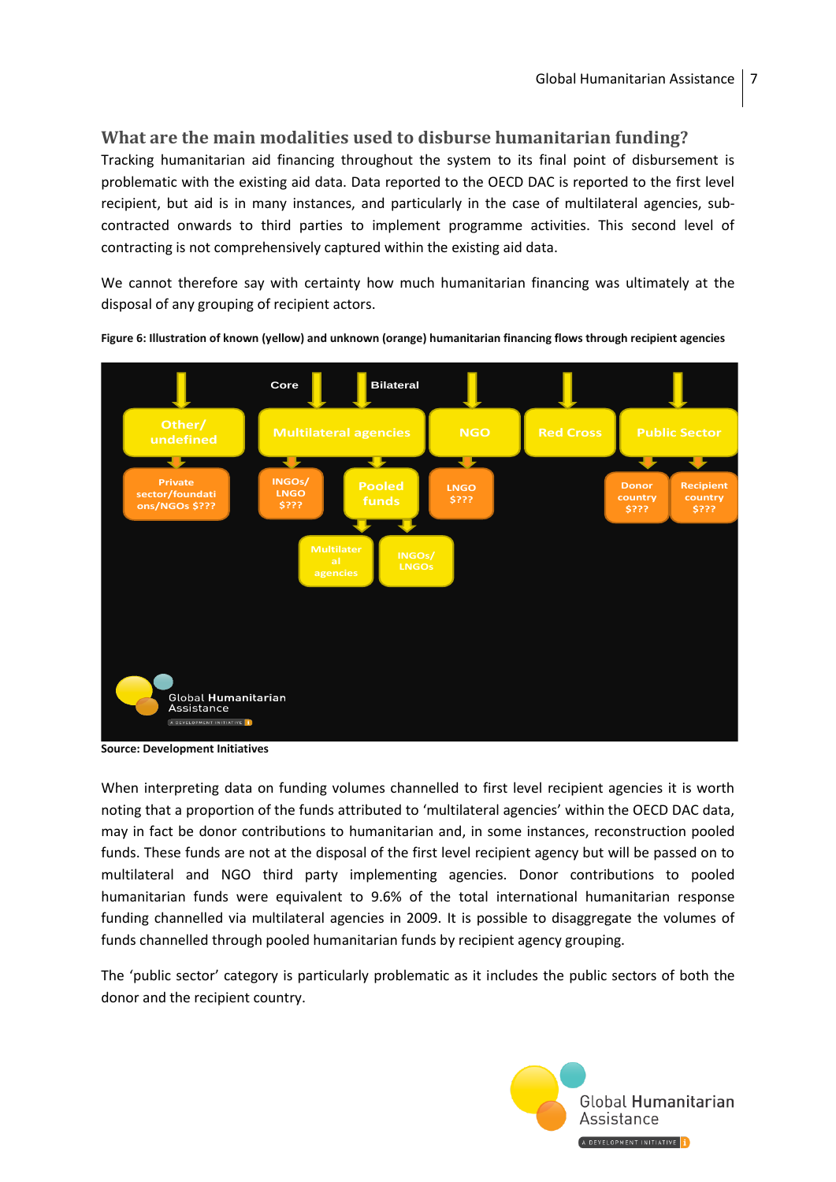## What are the main modalities used to disburse humanitarian funding?

Tracking humanitarian aid financing throughout the system to its final point of disbursement is problematic with the existing aid data. Data reported to the OECD DAC is reported to the first level recipient, but aid is in many instances, and particularly in the case of multilateral agencies, sub-contracted onwards to third parties to implement programme activities. This second level of contracting is not comprehensively captured within the existing aid data.

We cannot therefore say with certainty how much humanitarian financing was ultimately at the disposal of any grouping of recipient actors.

**Figure 6: Illustration of known (yellow) and unknown (orange) humanitarian financing flows through recipient agencies**

Core | Bilateral

Other/ undefined → Private sector/foundations/NGOs $???

Multilateral agencies → INGOs/ LNGO $???; Pooled funds → Multilateral agencies; INGOs/ LNGOs

NGO → LNGO $???

Red Cross

Public Sector → Donor country $???; Recipient country $???

Global Humanitarian Assistance

**Source: Development Initiatives**

When interpreting data on funding volumes channelled to first level recipient agencies it is worth noting that a proportion of the funds attributed to 'multilateral agencies' within the OECD DAC data, may in fact be donor contributions to humanitarian and, in some instances, reconstruction pooled funds. These funds are not at the disposal of the first level recipient agency but will be passed on to multilateral and NGO third party implementing agencies. Donor contributions to pooled humanitarian funds were equivalent to 9.6% of the total international humanitarian response funding channelled via multilateral agencies in 2009. It is possible to disaggregate the volumes of funds channelled through pooled humanitarian funds by recipient agency grouping.

The 'public sector' category is particularly problematic as it includes the public sectors of both the donor and the recipient country.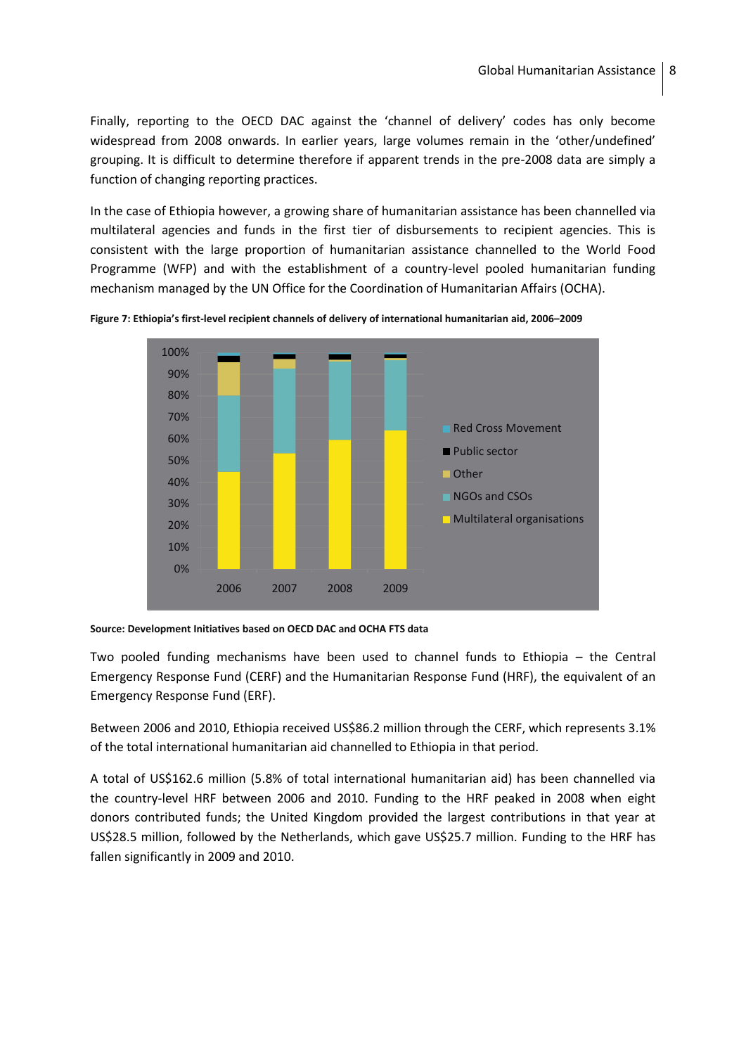Finally, reporting to the OECD DAC against the 'channel of delivery' codes has only become widespread from 2008 onwards. In earlier years, large volumes remain in the 'other/undefined' grouping. It is difficult to determine therefore if apparent trends in the pre-2008 data are simply a function of changing reporting practices.

In the case of Ethiopia however, a growing share of humanitarian assistance has been channelled via multilateral agencies and funds in the first tier of disbursements to recipient agencies. This is consistent with the large proportion of humanitarian assistance channelled to the World Food Programme (WFP) and with the establishment of a country-level pooled humanitarian funding mechanism managed by the UN Office for the Coordination of Humanitarian Affairs (OCHA).

**Figure 7: Ethiopia's first-level recipient channels of delivery of international humanitarian aid, 2006–2009**

**Source: Development Initiatives based on OECD DAC and OCHA FTS data**

Two pooled funding mechanisms have been used to channel funds to Ethiopia – the Central Emergency Response Fund (CERF) and the Humanitarian Response Fund (HRF), the equivalent of an Emergency Response Fund (ERF).

Between 2006 and 2010, Ethiopia received US$86.2 million through the CERF, which represents 3.1% of the total international humanitarian aid channelled to Ethiopia in that period.

A total of US$162.6 million (5.8% of total international humanitarian aid) has been channelled via the country-level HRF between 2006 and 2010. Funding to the HRF peaked in 2008 when eight donors contributed funds; the United Kingdom provided the largest contributions in that year at US$28.5 million, followed by the Netherlands, which gave US$25.7 million. Funding to the HRF has fallen significantly in 2009 and 2010.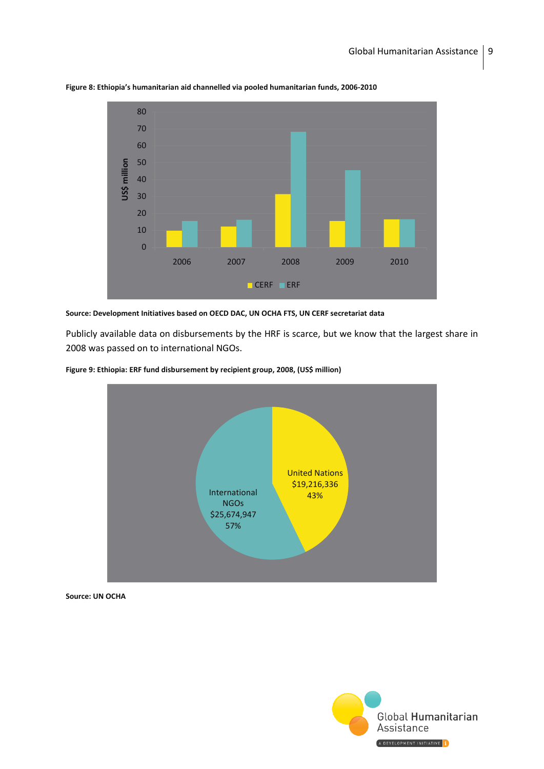**Figure 8: Ethiopia's humanitarian aid channelled via pooled humanitarian funds, 2006-2010**

**Source: Development Initiatives based on OECD DAC, UN OCHA FTS, UN CERF secretariat data**

Publicly available data on disbursements by the HRF is scarce, but we know that the largest share in 2008 was passed on to international NGOs.

**Figure 9: Ethiopia: ERF fund disbursement by recipient group, 2008, (US$ million)**

**Source: UN OCHA**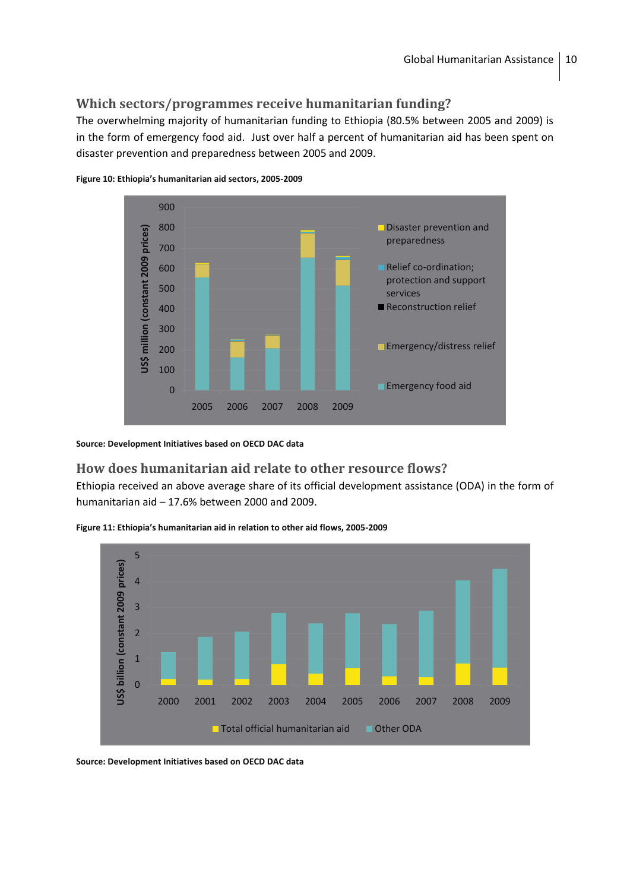## Which sectors/programmes receive humanitarian funding?

The overwhelming majority of humanitarian funding to Ethiopia (80.5% between 2005 and 2009) is in the form of emergency food aid. Just over half a percent of humanitarian aid has been spent on disaster prevention and preparedness between 2005 and 2009.

**Figure 10: Ethiopia's humanitarian aid sectors, 2005-2009**

**Source: Development Initiatives based on OECD DAC data**

## How does humanitarian aid relate to other resource flows?

Ethiopia received an above average share of its official development assistance (ODA) in the form of humanitarian aid – 17.6% between 2000 and 2009.

**Figure 11: Ethiopia's humanitarian aid in relation to other aid flows, 2005-2009**

**Source: Development Initiatives based on OECD DAC data**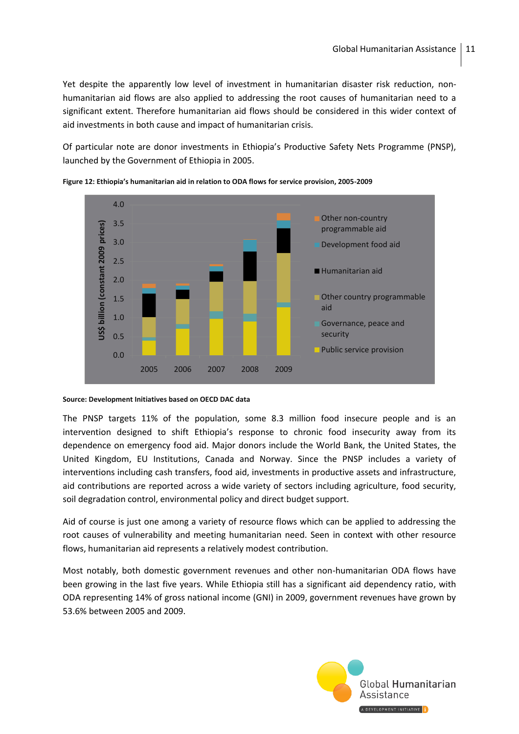Yet despite the apparently low level of investment in humanitarian disaster risk reduction, non-humanitarian aid flows are also applied to addressing the root causes of humanitarian need to a significant extent. Therefore humanitarian aid flows should be considered in this wider context of aid investments in both cause and impact of humanitarian crisis.

Of particular note are donor investments in Ethiopia's Productive Safety Nets Programme (PNSP), launched by the Government of Ethiopia in 2005.

**Figure 12: Ethiopia's humanitarian aid in relation to ODA flows for service provision, 2005-2009**

**Source: Development Initiatives based on OECD DAC data**

The PNSP targets 11% of the population, some 8.3 million food insecure people and is an intervention designed to shift Ethiopia's response to chronic food insecurity away from its dependence on emergency food aid. Major donors include the World Bank, the United States, the United Kingdom, EU Institutions, Canada and Norway. Since the PNSP includes a variety of interventions including cash transfers, food aid, investments in productive assets and infrastructure, aid contributions are reported across a wide variety of sectors including agriculture, food security, soil degradation control, environmental policy and direct budget support.

Aid of course is just one among a variety of resource flows which can be applied to addressing the root causes of vulnerability and meeting humanitarian need. Seen in context with other resource flows, humanitarian aid represents a relatively modest contribution.

Most notably, both domestic government revenues and other non-humanitarian ODA flows have been growing in the last five years. While Ethiopia still has a significant aid dependency ratio, with ODA representing 14% of gross national income (GNI) in 2009, government revenues have grown by 53.6% between 2005 and 2009.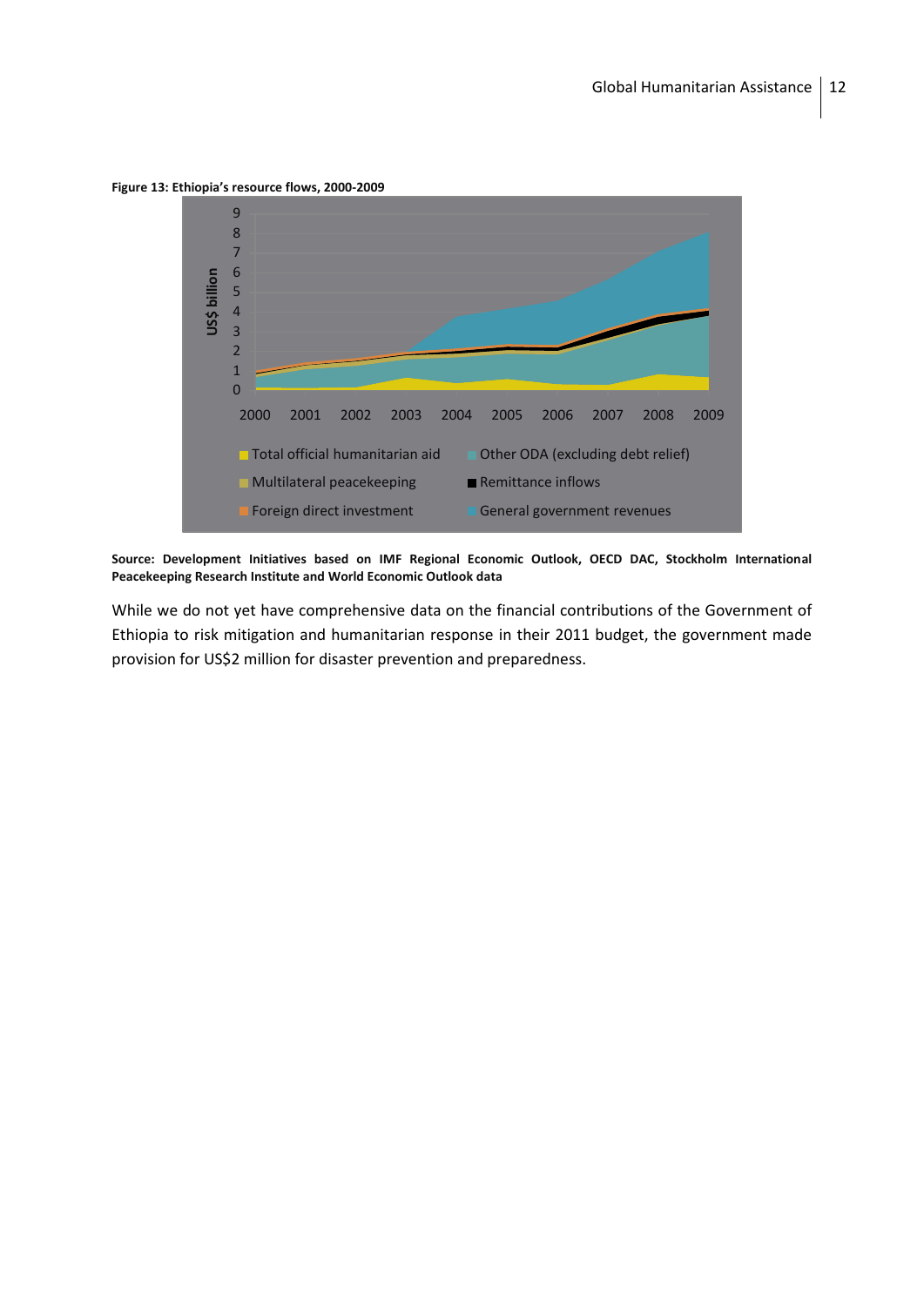**Figure 13: Ethiopia's resource flows, 2000-2009**

**Source: Development Initiatives based on IMF Regional Economic Outlook, OECD DAC, Stockholm International Peacekeeping Research Institute and World Economic Outlook data**

While we do not yet have comprehensive data on the financial contributions of the Government of Ethiopia to risk mitigation and humanitarian response in their 2011 budget, the government made provision for US$2 million for disaster prevention and preparedness.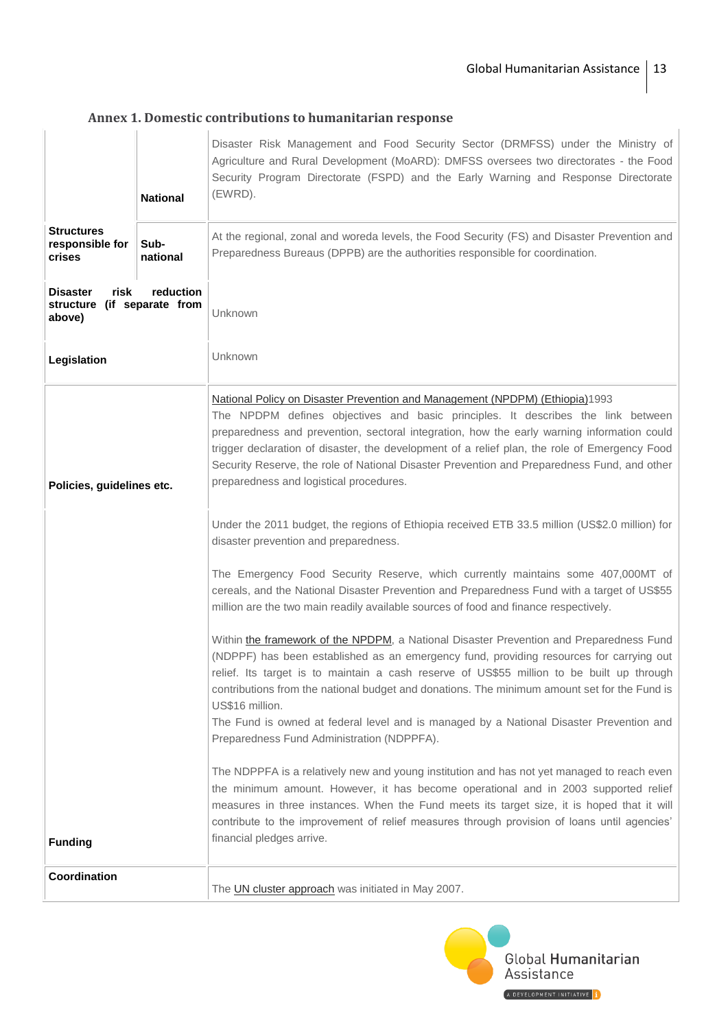### Annex 1. Domestic contributions to humanitarian response

| | | |
|---|---|---|
| Structures responsible for crises | National | Disaster Risk Management and Food Security Sector (DRMFSS) under the Ministry of Agriculture and Rural Development (MoARD): DMFSS oversees two directorates - the Food Security Program Directorate (FSPD) and the Early Warning and Response Directorate (EWRD). |
| | Sub-national | At the regional, zonal and woreda levels, the Food Security (FS) and Disaster Prevention and Preparedness Bureaus (DPPB) are the authorities responsible for coordination. |
| Disaster risk reduction structure (if separate from above) | | Unknown |
| Legislation | | Unknown |
| Policies, guidelines etc. | | National Policy on Disaster Prevention and Management (NPDPM) (Ethiopia)1993<br>The NPDPM defines objectives and basic principles. It describes the link between preparedness and prevention, sectoral integration, how the early warning information could trigger declaration of disaster, the development of a relief plan, the role of Emergency Food Security Reserve, the role of National Disaster Prevention and Preparedness Fund, and other preparedness and logistical procedures. |
| Funding | | Under the 2011 budget, the regions of Ethiopia received ETB 33.5 million (US$2.0 million) for disaster prevention and preparedness.<br><br>The Emergency Food Security Reserve, which currently maintains some 407,000MT of cereals, and the National Disaster Prevention and Preparedness Fund with a target of US$55 million are the two main readily available sources of food and finance respectively.<br><br>Within the framework of the NPDPM, a National Disaster Prevention and Preparedness Fund (NDPPF) has been established as an emergency fund, providing resources for carrying out relief. Its target is to maintain a cash reserve of US$55 million to be built up through contributions from the national budget and donations. The minimum amount set for the Fund is US$16 million.<br>The Fund is owned at federal level and is managed by a National Disaster Prevention and Preparedness Fund Administration (NDPPFA).<br><br>The NDPPFA is a relatively new and young institution and has not yet managed to reach even the minimum amount. However, it has become operational and in 2003 supported relief measures in three instances. When the Fund meets its target size, it is hoped that it will contribute to the improvement of relief measures through provision of loans until agencies' financial pledges arrive. |
| Coordination | | The UN cluster approach was initiated in May 2007. |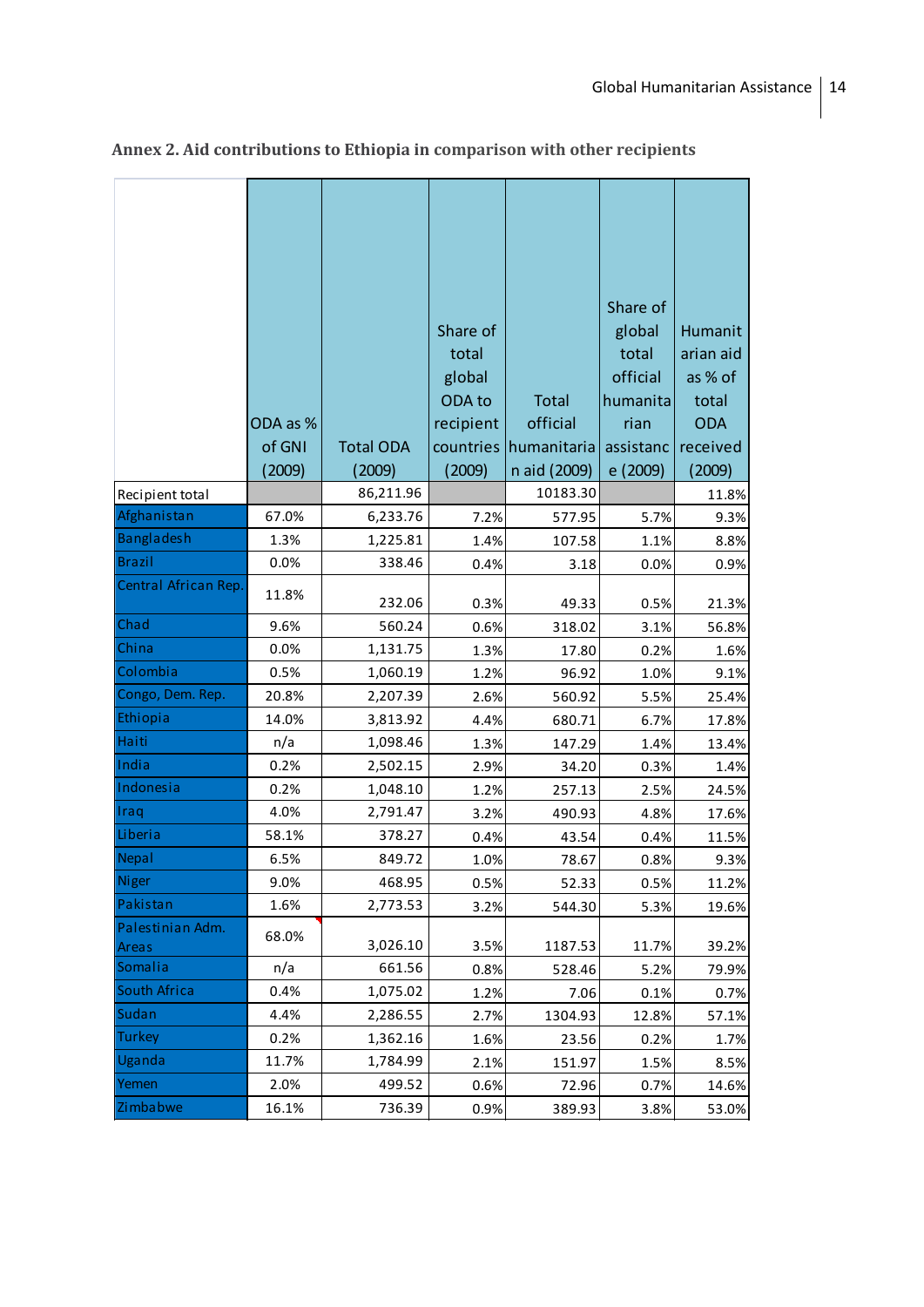**Annex 2. Aid contributions to Ethiopia in comparison with other recipients**

| | ODA as % of GNI (2009) | Total ODA (2009) | Share of total global ODA to recipient countries (2009) | Total official humanitarian aid (2009) | Share of global total official humanitarian assistance (2009) | Humanitarian aid as % of total ODA received (2009) |
|---|---|---|---|---|---|---|
| Recipient total | | 86,211.96 | | 10183.30 | | 11.8% |
| Afghanistan | 67.0% | 6,233.76 | 7.2% | 577.95 | 5.7% | 9.3% |
| Bangladesh | 1.3% | 1,225.81 | 1.4% | 107.58 | 1.1% | 8.8% |
| Brazil | 0.0% | 338.46 | 0.4% | 3.18 | 0.0% | 0.9% |
| Central African Rep. | 11.8% | 232.06 | 0.3% | 49.33 | 0.5% | 21.3% |
| Chad | 9.6% | 560.24 | 0.6% | 318.02 | 3.1% | 56.8% |
| China | 0.0% | 1,131.75 | 1.3% | 17.80 | 0.2% | 1.6% |
| Colombia | 0.5% | 1,060.19 | 1.2% | 96.92 | 1.0% | 9.1% |
| Congo, Dem. Rep. | 20.8% | 2,207.39 | 2.6% | 560.92 | 5.5% | 25.4% |
| Ethiopia | 14.0% | 3,813.92 | 4.4% | 680.71 | 6.7% | 17.8% |
| Haiti | n/a | 1,098.46 | 1.3% | 147.29 | 1.4% | 13.4% |
| India | 0.2% | 2,502.15 | 2.9% | 34.20 | 0.3% | 1.4% |
| Indonesia | 0.2% | 1,048.10 | 1.2% | 257.13 | 2.5% | 24.5% |
| Iraq | 4.0% | 2,791.47 | 3.2% | 490.93 | 4.8% | 17.6% |
| Liberia | 58.1% | 378.27 | 0.4% | 43.54 | 0.4% | 11.5% |
| Nepal | 6.5% | 849.72 | 1.0% | 78.67 | 0.8% | 9.3% |
| Niger | 9.0% | 468.95 | 0.5% | 52.33 | 0.5% | 11.2% |
| Pakistan | 1.6% | 2,773.53 | 3.2% | 544.30 | 5.3% | 19.6% |
| Palestinian Adm. Areas | 68.0% | 3,026.10 | 3.5% | 1187.53 | 11.7% | 39.2% |
| Somalia | n/a | 661.56 | 0.8% | 528.46 | 5.2% | 79.9% |
| South Africa | 0.4% | 1,075.02 | 1.2% | 7.06 | 0.1% | 0.7% |
| Sudan | 4.4% | 2,286.55 | 2.7% | 1304.93 | 12.8% | 57.1% |
| Turkey | 0.2% | 1,362.16 | 1.6% | 23.56 | 0.2% | 1.7% |
| Uganda | 11.7% | 1,784.99 | 2.1% | 151.97 | 1.5% | 8.5% |
| Yemen | 2.0% | 499.52 | 0.6% | 72.96 | 0.7% | 14.6% |
| Zimbabwe | 16.1% | 736.39 | 0.9% | 389.93 | 3.8% | 53.0% |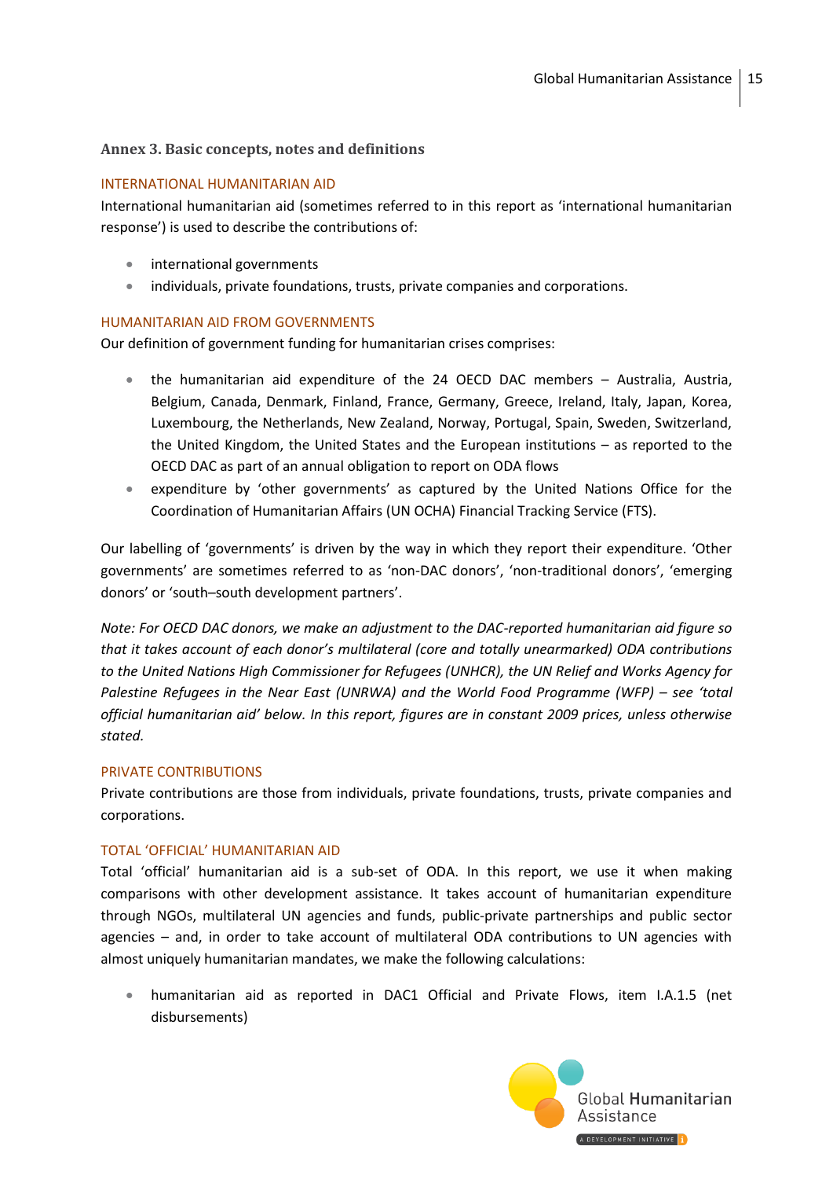## Annex 3. Basic concepts, notes and definitions

### INTERNATIONAL HUMANITARIAN AID

International humanitarian aid (sometimes referred to in this report as 'international humanitarian response') is used to describe the contributions of:

- international governments
- individuals, private foundations, trusts, private companies and corporations.

### HUMANITARIAN AID FROM GOVERNMENTS

Our definition of government funding for humanitarian crises comprises:

- the humanitarian aid expenditure of the 24 OECD DAC members – Australia, Austria, Belgium, Canada, Denmark, Finland, France, Germany, Greece, Ireland, Italy, Japan, Korea, Luxembourg, the Netherlands, New Zealand, Norway, Portugal, Spain, Sweden, Switzerland, the United Kingdom, the United States and the European institutions – as reported to the OECD DAC as part of an annual obligation to report on ODA flows
- expenditure by 'other governments' as captured by the United Nations Office for the Coordination of Humanitarian Affairs (UN OCHA) Financial Tracking Service (FTS).

Our labelling of 'governments' is driven by the way in which they report their expenditure. 'Other governments' are sometimes referred to as 'non-DAC donors', 'non-traditional donors', 'emerging donors' or 'south–south development partners'.

*Note: For OECD DAC donors, we make an adjustment to the DAC-reported humanitarian aid figure so that it takes account of each donor's multilateral (core and totally unearmarked) ODA contributions to the United Nations High Commissioner for Refugees (UNHCR), the UN Relief and Works Agency for Palestine Refugees in the Near East (UNRWA) and the World Food Programme (WFP) – see 'total official humanitarian aid' below. In this report, figures are in constant 2009 prices, unless otherwise stated.*

### PRIVATE CONTRIBUTIONS

Private contributions are those from individuals, private foundations, trusts, private companies and corporations.

### TOTAL 'OFFICIAL' HUMANITARIAN AID

Total 'official' humanitarian aid is a sub-set of ODA. In this report, we use it when making comparisons with other development assistance. It takes account of humanitarian expenditure through NGOs, multilateral UN agencies and funds, public-private partnerships and public sector agencies – and, in order to take account of multilateral ODA contributions to UN agencies with almost uniquely humanitarian mandates, we make the following calculations:

- humanitarian aid as reported in DAC1 Official and Private Flows, item I.A.1.5 (net disbursements)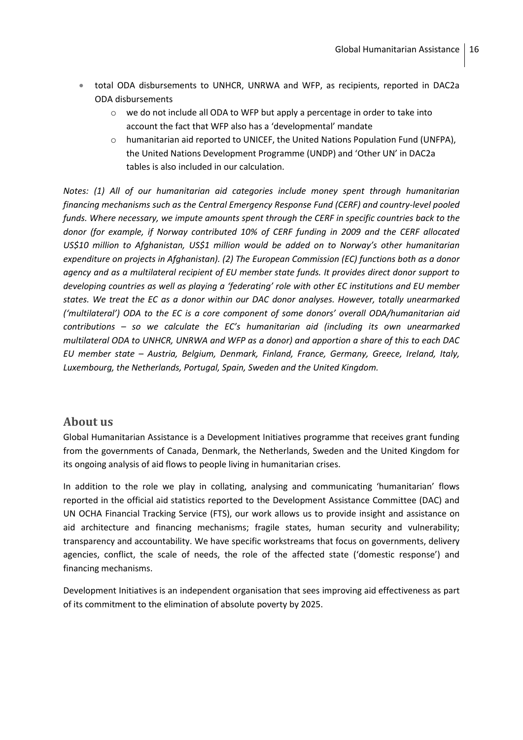- total ODA disbursements to UNHCR, UNRWA and WFP, as recipients, reported in DAC2a ODA disbursements
    - we do not include all ODA to WFP but apply a percentage in order to take into account the fact that WFP also has a 'developmental' mandate
    - humanitarian aid reported to UNICEF, the United Nations Population Fund (UNFPA), the United Nations Development Programme (UNDP) and 'Other UN' in DAC2a tables is also included in our calculation.

*Notes: (1) All of our humanitarian aid categories include money spent through humanitarian financing mechanisms such as the Central Emergency Response Fund (CERF) and country-level pooled funds. Where necessary, we impute amounts spent through the CERF in specific countries back to the donor (for example, if Norway contributed 10% of CERF funding in 2009 and the CERF allocated US$10 million to Afghanistan, US$1 million would be added on to Norway's other humanitarian expenditure on projects in Afghanistan). (2) The European Commission (EC) functions both as a donor agency and as a multilateral recipient of EU member state funds. It provides direct donor support to developing countries as well as playing a 'federating' role with other EC institutions and EU member states. We treat the EC as a donor within our DAC donor analyses. However, totally unearmarked ('multilateral') ODA to the EC is a core component of some donors' overall ODA/humanitarian aid contributions – so we calculate the EC's humanitarian aid (including its own unearmarked multilateral ODA to UNHCR, UNRWA and WFP as a donor) and apportion a share of this to each DAC EU member state – Austria, Belgium, Denmark, Finland, France, Germany, Greece, Ireland, Italy, Luxembourg, the Netherlands, Portugal, Spain, Sweden and the United Kingdom.*

## About us

Global Humanitarian Assistance is a Development Initiatives programme that receives grant funding from the governments of Canada, Denmark, the Netherlands, Sweden and the United Kingdom for its ongoing analysis of aid flows to people living in humanitarian crises.

In addition to the role we play in collating, analysing and communicating 'humanitarian' flows reported in the official aid statistics reported to the Development Assistance Committee (DAC) and UN OCHA Financial Tracking Service (FTS), our work allows us to provide insight and assistance on aid architecture and financing mechanisms; fragile states, human security and vulnerability; transparency and accountability. We have specific workstreams that focus on governments, delivery agencies, conflict, the scale of needs, the role of the affected state ('domestic response') and financing mechanisms.

Development Initiatives is an independent organisation that sees improving aid effectiveness as part of its commitment to the elimination of absolute poverty by 2025.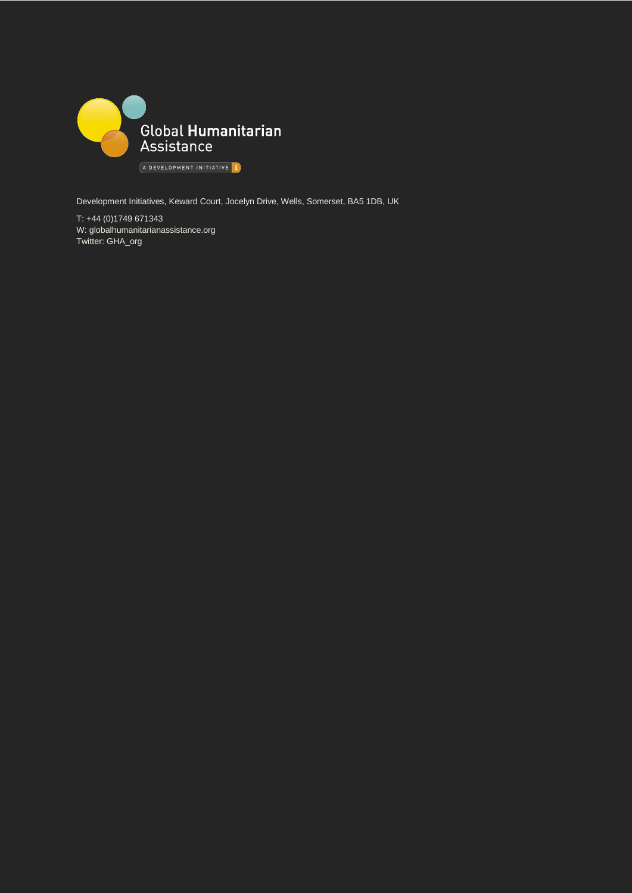Global **Humanitarian** Assistance

A DEVELOPMENT INITIATIVE

Development Initiatives, Keward Court, Jocelyn Drive, Wells, Somerset, BA5 1DB, UK

T: +44 (0)1749 671343
W: globalhumanitarianassistance.org
Twitter: GHA_org